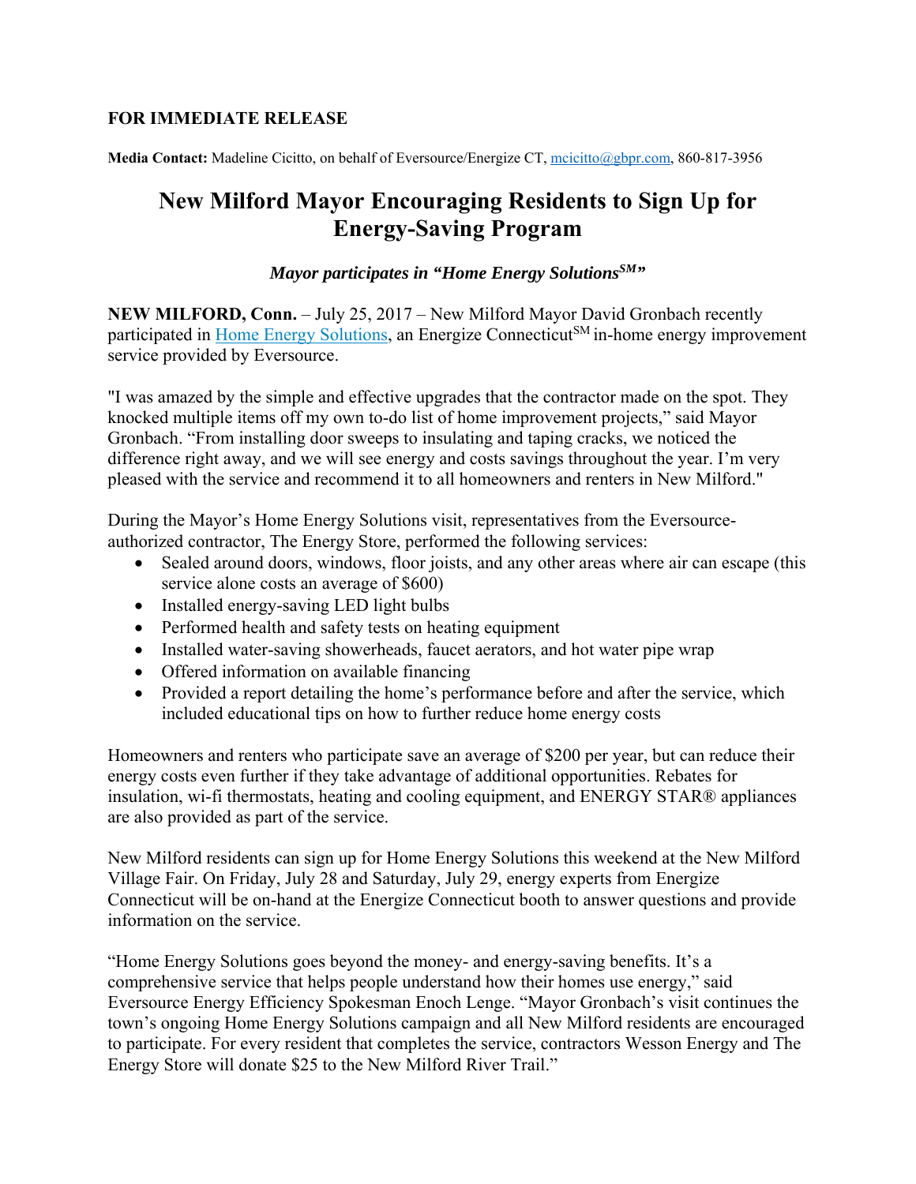**FOR IMMEDIATE RELEASE**

**Media Contact:** Madeline Cicitto, on behalf of Eversource/Energize CT, mcicitto@gbpr.com, 860-817-3956

# New Milford Mayor Encouraging Residents to Sign Up for Energy-Saving Program

***Mayor participates in "Home Energy Solutions℠"***

**NEW MILFORD, Conn.** – July 25, 2017 – New Milford Mayor David Gronbach recently participated in [Home Energy Solutions](), an Energize Connecticut℠ in-home energy improvement service provided by Eversource.

"I was amazed by the simple and effective upgrades that the contractor made on the spot. They knocked multiple items off my own to-do list of home improvement projects," said Mayor Gronbach. "From installing door sweeps to insulating and taping cracks, we noticed the difference right away, and we will see energy and costs savings throughout the year. I'm very pleased with the service and recommend it to all homeowners and renters in New Milford."

During the Mayor's Home Energy Solutions visit, representatives from the Eversource-authorized contractor, The Energy Store, performed the following services:

- Sealed around doors, windows, floor joists, and any other areas where air can escape (this service alone costs an average of $600)
- Installed energy-saving LED light bulbs
- Performed health and safety tests on heating equipment
- Installed water-saving showerheads, faucet aerators, and hot water pipe wrap
- Offered information on available financing
- Provided a report detailing the home's performance before and after the service, which included educational tips on how to further reduce home energy costs

Homeowners and renters who participate save an average of $200 per year, but can reduce their energy costs even further if they take advantage of additional opportunities. Rebates for insulation, wi-fi thermostats, heating and cooling equipment, and ENERGY STAR® appliances are also provided as part of the service.

New Milford residents can sign up for Home Energy Solutions this weekend at the New Milford Village Fair. On Friday, July 28 and Saturday, July 29, energy experts from Energize Connecticut will be on-hand at the Energize Connecticut booth to answer questions and provide information on the service.

"Home Energy Solutions goes beyond the money- and energy-saving benefits. It's a comprehensive service that helps people understand how their homes use energy," said Eversource Energy Efficiency Spokesman Enoch Lenge. "Mayor Gronbach's visit continues the town's ongoing Home Energy Solutions campaign and all New Milford residents are encouraged to participate. For every resident that completes the service, contractors Wesson Energy and The Energy Store will donate $25 to the New Milford River Trail."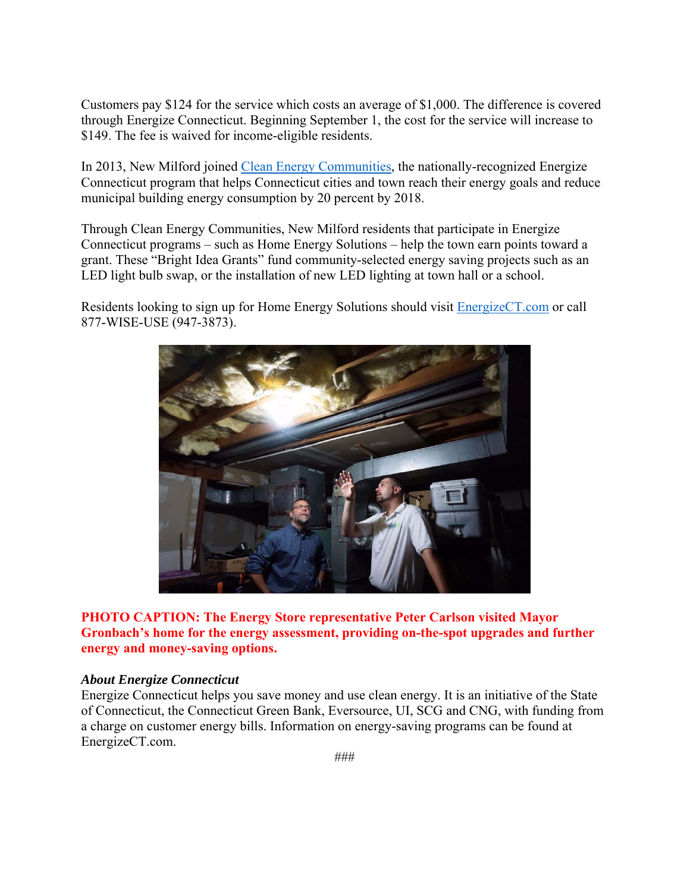Customers pay $124 for the service which costs an average of $1,000. The difference is covered through Energize Connecticut. Beginning September 1, the cost for the service will increase to $149. The fee is waived for income-eligible residents.

In 2013, New Milford joined [Clean Energy Communities](), the nationally-recognized Energize Connecticut program that helps Connecticut cities and town reach their energy goals and reduce municipal building energy consumption by 20 percent by 2018.

Through Clean Energy Communities, New Milford residents that participate in Energize Connecticut programs – such as Home Energy Solutions – help the town earn points toward a grant. These "Bright Idea Grants" fund community-selected energy saving projects such as an LED light bulb swap, or the installation of new LED lighting at town hall or a school.

Residents looking to sign up for Home Energy Solutions should visit [EnergizeCT.com]() or call 877-WISE-USE (947-3873).

**PHOTO CAPTION: The Energy Store representative Peter Carlson visited Mayor Gronbach's home for the energy assessment, providing on-the-spot upgrades and further energy and money-saving options.**

***About Energize Connecticut***

Energize Connecticut helps you save money and use clean energy. It is an initiative of the State of Connecticut, the Connecticut Green Bank, Eversource, UI, SCG and CNG, with funding from a charge on customer energy bills. Information on energy-saving programs can be found at EnergizeCT.com.

###